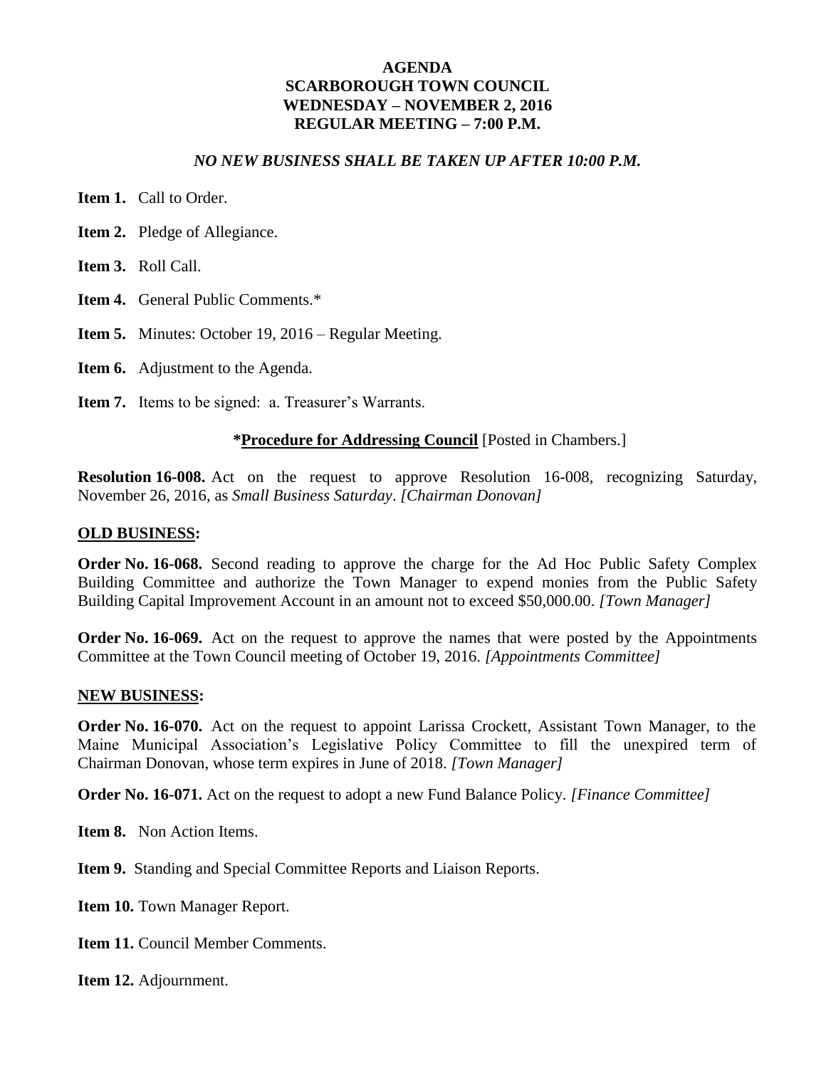# AGENDA
# SCARBOROUGH TOWN COUNCIL
# WEDNESDAY – NOVEMBER 2, 2016
# REGULAR MEETING – 7:00 P.M.

*NO NEW BUSINESS SHALL BE TAKEN UP AFTER 10:00 P.M.*

**Item 1.** Call to Order.

**Item 2.** Pledge of Allegiance.

**Item 3.** Roll Call.

**Item 4.** General Public Comments.*

**Item 5.** Minutes: October 19, 2016 – Regular Meeting.

**Item 6.** Adjustment to the Agenda.

**Item 7.** Items to be signed: a. Treasurer's Warrants.

***Procedure for Addressing Council** [Posted in Chambers.]

**Resolution 16-008.** Act on the request to approve Resolution 16-008, recognizing Saturday, November 26, 2016, as *Small Business Saturday*. *[Chairman Donovan]*

## OLD BUSINESS:

**Order No. 16-068.** Second reading to approve the charge for the Ad Hoc Public Safety Complex Building Committee and authorize the Town Manager to expend monies from the Public Safety Building Capital Improvement Account in an amount not to exceed $50,000.00. *[Town Manager]*

**Order No. 16-069.** Act on the request to approve the names that were posted by the Appointments Committee at the Town Council meeting of October 19, 2016. *[Appointments Committee]*

## NEW BUSINESS:

**Order No. 16-070.** Act on the request to appoint Larissa Crockett, Assistant Town Manager, to the Maine Municipal Association's Legislative Policy Committee to fill the unexpired term of Chairman Donovan, whose term expires in June of 2018. *[Town Manager]*

**Order No. 16-071.** Act on the request to adopt a new Fund Balance Policy. *[Finance Committee]*

**Item 8.** Non Action Items.

**Item 9.** Standing and Special Committee Reports and Liaison Reports.

**Item 10.** Town Manager Report.

**Item 11.** Council Member Comments.

**Item 12.** Adjournment.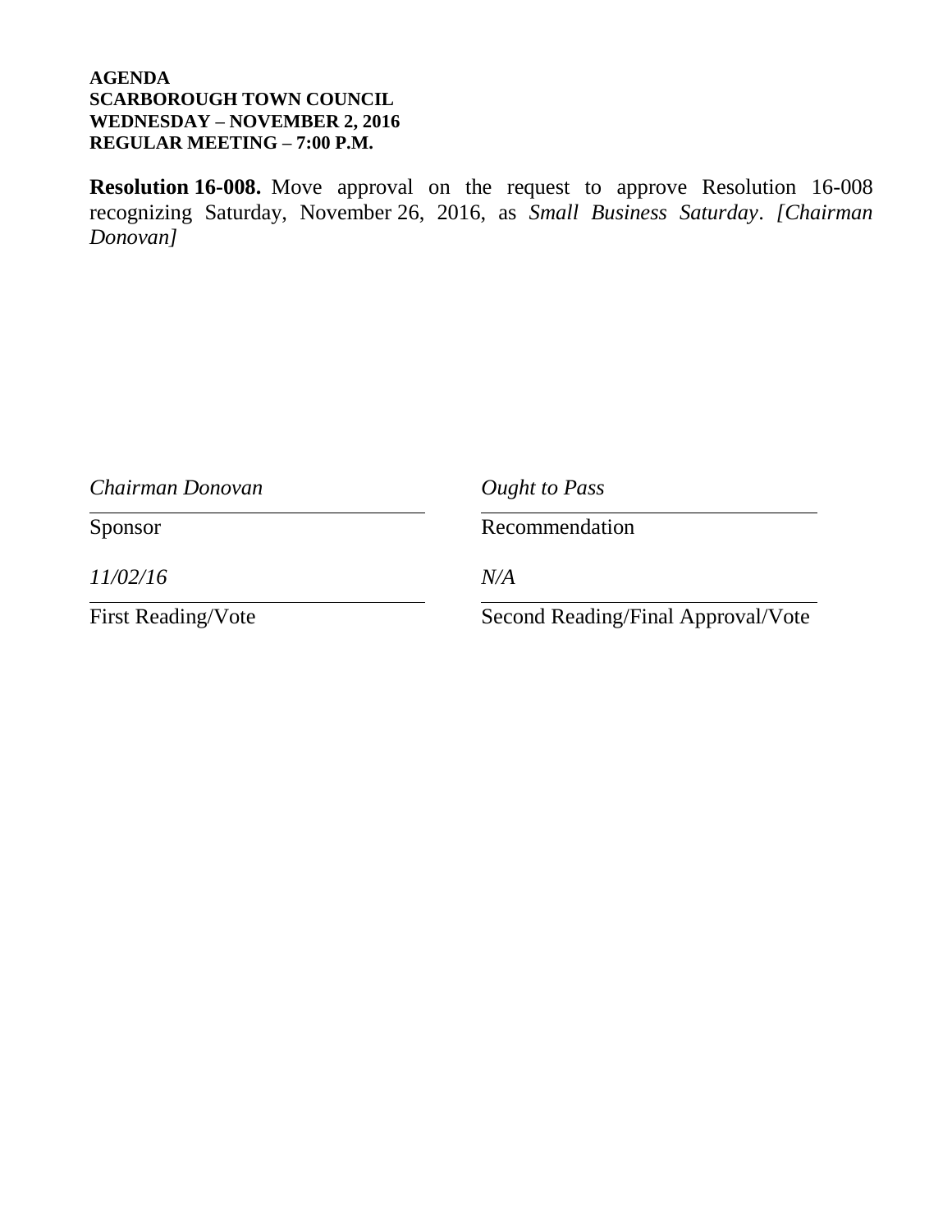**AGENDA**
**SCARBOROUGH TOWN COUNCIL**
**WEDNESDAY – NOVEMBER 2, 2016**
**REGULAR MEETING – 7:00 P.M.**

**Resolution 16-008.** Move approval on the request to approve Resolution 16-008 recognizing Saturday, November 26, 2016, as *Small Business Saturday*. *[Chairman Donovan]*

| | |
|---|---|
| *Chairman Donovan* | *Ought to Pass* |
| Sponsor | Recommendation |
| *11/02/16* | *N/A* |
| First Reading/Vote | Second Reading/Final Approval/Vote |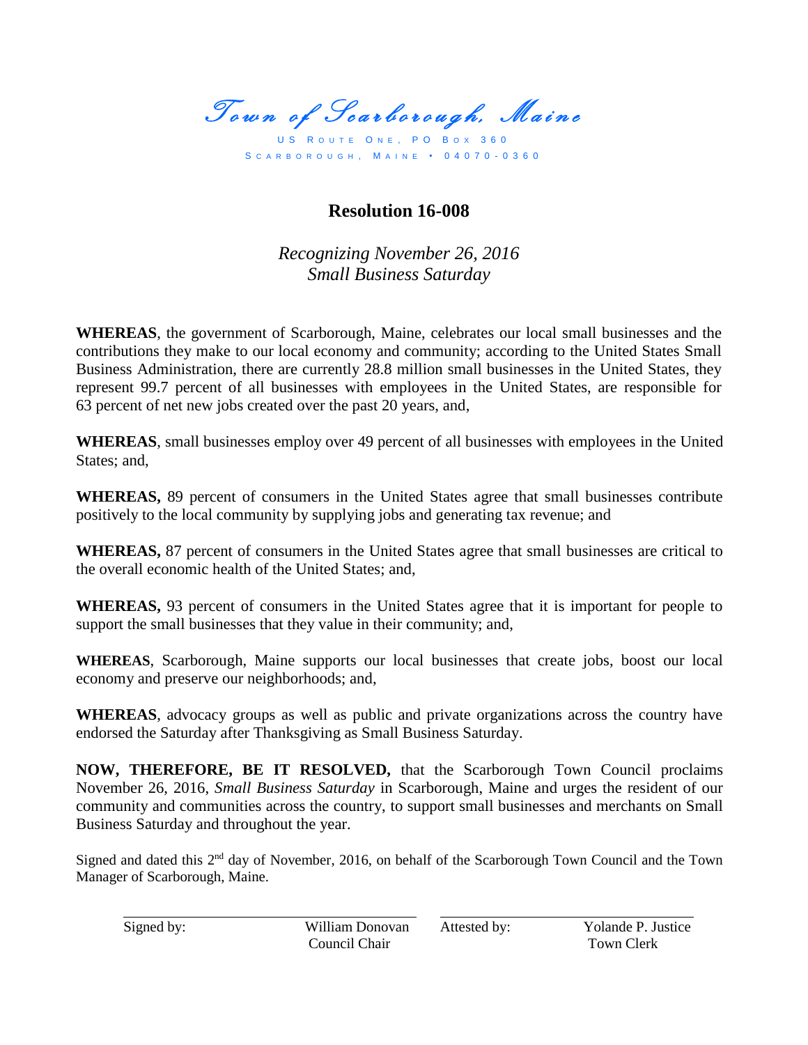Town of Scarborough, Maine

US ROUTE ONE, PO BOX 360
SCARBOROUGH, MAINE • 04070-0360

## Resolution 16-008

*Recognizing November 26, 2016*
*Small Business Saturday*

**WHEREAS**, the government of Scarborough, Maine, celebrates our local small businesses and the contributions they make to our local economy and community; according to the United States Small Business Administration, there are currently 28.8 million small businesses in the United States, they represent 99.7 percent of all businesses with employees in the United States, are responsible for 63 percent of net new jobs created over the past 20 years, and,

**WHEREAS**, small businesses employ over 49 percent of all businesses with employees in the United States; and,

**WHEREAS,** 89 percent of consumers in the United States agree that small businesses contribute positively to the local community by supplying jobs and generating tax revenue; and

**WHEREAS,** 87 percent of consumers in the United States agree that small businesses are critical to the overall economic health of the United States; and,

**WHEREAS,** 93 percent of consumers in the United States agree that it is important for people to support the small businesses that they value in their community; and,

**WHEREAS**, Scarborough, Maine supports our local businesses that create jobs, boost our local economy and preserve our neighborhoods; and,

**WHEREAS**, advocacy groups as well as public and private organizations across the country have endorsed the Saturday after Thanksgiving as Small Business Saturday.

**NOW, THEREFORE, BE IT RESOLVED,** that the Scarborough Town Council proclaims November 26, 2016, *Small Business Saturday* in Scarborough, Maine and urges the resident of our community and communities across the country, to support small businesses and merchants on Small Business Saturday and throughout the year.

Signed and dated this 2nd day of November, 2016, on behalf of the Scarborough Town Council and the Town Manager of Scarborough, Maine.

Signed by: William Donovan, Council Chair

Attested by: Yolande P. Justice, Town Clerk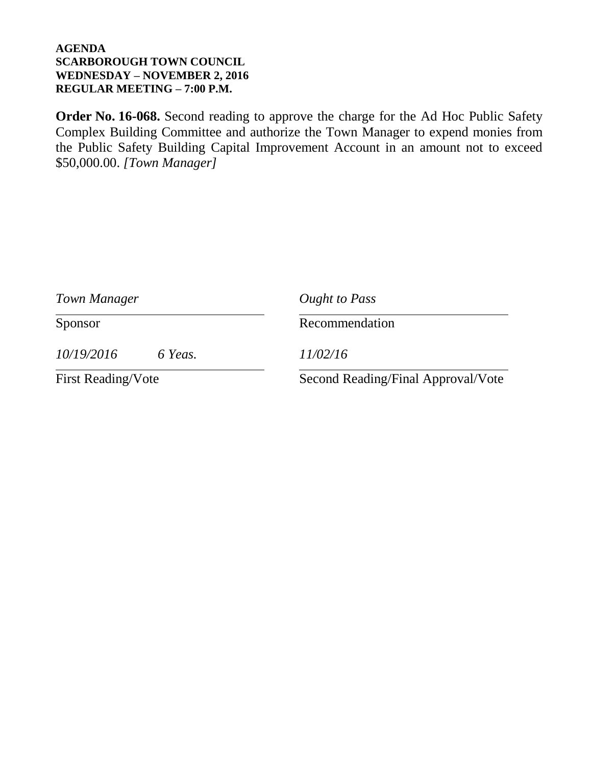**AGENDA**
**SCARBOROUGH TOWN COUNCIL**
**WEDNESDAY – NOVEMBER 2, 2016**
**REGULAR MEETING – 7:00 P.M.**

**Order No. 16-068.** Second reading to approve the charge for the Ad Hoc Public Safety Complex Building Committee and authorize the Town Manager to expend monies from the Public Safety Building Capital Improvement Account in an amount not to exceed $50,000.00. *[Town Manager]*

| | |
|---|---|
| *Town Manager* | *Ought to Pass* |
| Sponsor | Recommendation |
| *10/19/2016* *6 Yeas.* | *11/02/16* |
| First Reading/Vote | Second Reading/Final Approval/Vote |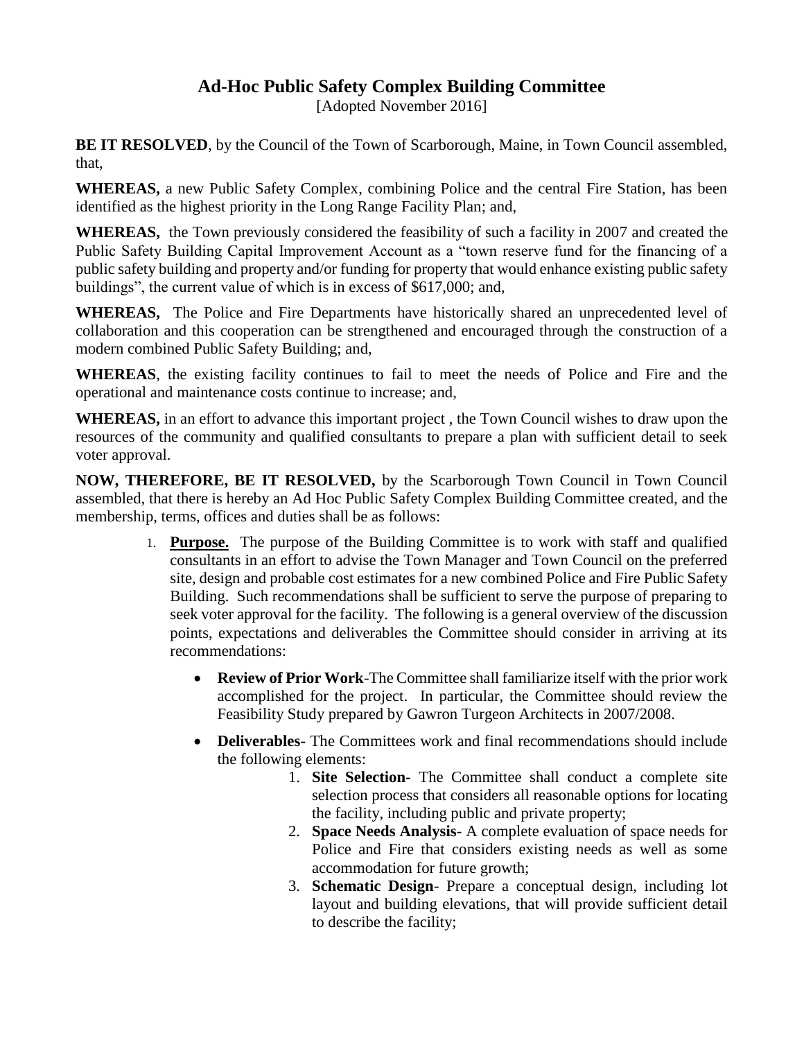# Ad-Hoc Public Safety Complex Building Committee

[Adopted November 2016]

**BE IT RESOLVED**, by the Council of the Town of Scarborough, Maine, in Town Council assembled, that,

**WHEREAS,** a new Public Safety Complex, combining Police and the central Fire Station, has been identified as the highest priority in the Long Range Facility Plan; and,

**WHEREAS,** the Town previously considered the feasibility of such a facility in 2007 and created the Public Safety Building Capital Improvement Account as a "town reserve fund for the financing of a public safety building and property and/or funding for property that would enhance existing public safety buildings", the current value of which is in excess of $617,000; and,

**WHEREAS,** The Police and Fire Departments have historically shared an unprecedented level of collaboration and this cooperation can be strengthened and encouraged through the construction of a modern combined Public Safety Building; and,

**WHEREAS**, the existing facility continues to fail to meet the needs of Police and Fire and the operational and maintenance costs continue to increase; and,

**WHEREAS,** in an effort to advance this important project , the Town Council wishes to draw upon the resources of the community and qualified consultants to prepare a plan with sufficient detail to seek voter approval.

**NOW, THEREFORE, BE IT RESOLVED,** by the Scarborough Town Council in Town Council assembled, that there is hereby an Ad Hoc Public Safety Complex Building Committee created, and the membership, terms, offices and duties shall be as follows:

1. **Purpose.** The purpose of the Building Committee is to work with staff and qualified consultants in an effort to advise the Town Manager and Town Council on the preferred site, design and probable cost estimates for a new combined Police and Fire Public Safety Building. Such recommendations shall be sufficient to serve the purpose of preparing to seek voter approval for the facility. The following is a general overview of the discussion points, expectations and deliverables the Committee should consider in arriving at its recommendations:

   - **Review of Prior Work**-The Committee shall familiarize itself with the prior work accomplished for the project. In particular, the Committee should review the Feasibility Study prepared by Gawron Turgeon Architects in 2007/2008.
   - **Deliverables-** The Committees work and final recommendations should include the following elements:
     1. **Site Selection-** The Committee shall conduct a complete site selection process that considers all reasonable options for locating the facility, including public and private property;
     2. **Space Needs Analysis**- A complete evaluation of space needs for Police and Fire that considers existing needs as well as some accommodation for future growth;
     3. **Schematic Design**- Prepare a conceptual design, including lot layout and building elevations, that will provide sufficient detail to describe the facility;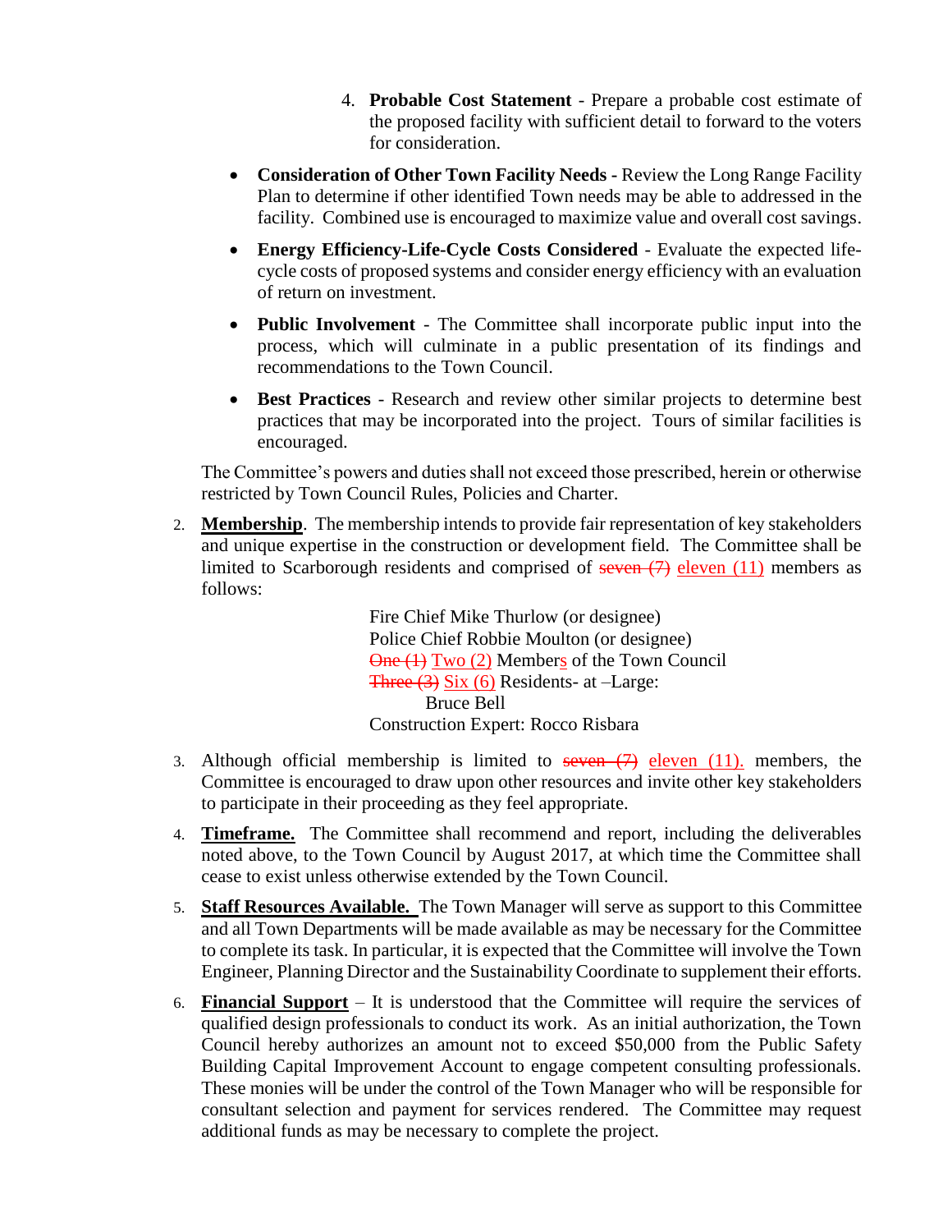4. **Probable Cost Statement** - Prepare a probable cost estimate of the proposed facility with sufficient detail to forward to the voters for consideration.

- **Consideration of Other Town Facility Needs -** Review the Long Range Facility Plan to determine if other identified Town needs may be able to addressed in the facility. Combined use is encouraged to maximize value and overall cost savings.

- **Energy Efficiency-Life-Cycle Costs Considered** - Evaluate the expected life-cycle costs of proposed systems and consider energy efficiency with an evaluation of return on investment.

- **Public Involvement** - The Committee shall incorporate public input into the process, which will culminate in a public presentation of its findings and recommendations to the Town Council.

- **Best Practices** - Research and review other similar projects to determine best practices that may be incorporated into the project. Tours of similar facilities is encouraged.

The Committee's powers and duties shall not exceed those prescribed, herein or otherwise restricted by Town Council Rules, Policies and Charter.

2. **Membership**. The membership intends to provide fair representation of key stakeholders and unique expertise in the construction or development field. The Committee shall be limited to Scarborough residents and comprised of ~~seven (7)~~ eleven (11) members as follows:

   Fire Chief Mike Thurlow (or designee)
   Police Chief Robbie Moulton (or designee)
   ~~One (1)~~ Two (2) Members of the Town Council
   ~~Three (3)~~ Six (6) Residents- at –Large:
   Bruce Bell
   Construction Expert: Rocco Risbara

3. Although official membership is limited to ~~seven (7)~~ eleven (11). members, the Committee is encouraged to draw upon other resources and invite other key stakeholders to participate in their proceeding as they feel appropriate.

4. **Timeframe.** The Committee shall recommend and report, including the deliverables noted above, to the Town Council by August 2017, at which time the Committee shall cease to exist unless otherwise extended by the Town Council.

5. **Staff Resources Available.** The Town Manager will serve as support to this Committee and all Town Departments will be made available as may be necessary for the Committee to complete its task. In particular, it is expected that the Committee will involve the Town Engineer, Planning Director and the Sustainability Coordinate to supplement their efforts.

6. **Financial Support** – It is understood that the Committee will require the services of qualified design professionals to conduct its work. As an initial authorization, the Town Council hereby authorizes an amount not to exceed $50,000 from the Public Safety Building Capital Improvement Account to engage competent consulting professionals. These monies will be under the control of the Town Manager who will be responsible for consultant selection and payment for services rendered. The Committee may request additional funds as may be necessary to complete the project.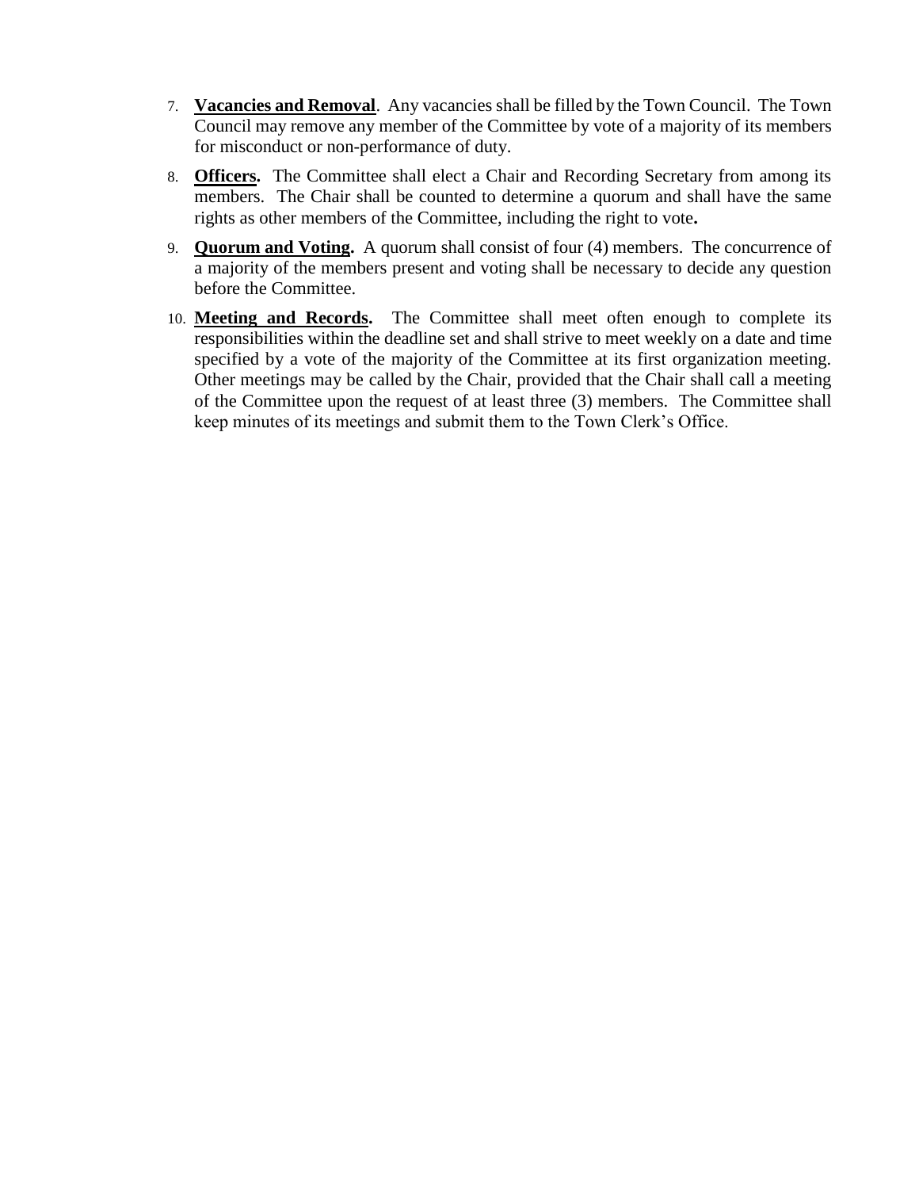7. **Vacancies and Removal**. Any vacancies shall be filled by the Town Council. The Town Council may remove any member of the Committee by vote of a majority of its members for misconduct or non-performance of duty.

8. **Officers.** The Committee shall elect a Chair and Recording Secretary from among its members. The Chair shall be counted to determine a quorum and shall have the same rights as other members of the Committee, including the right to vote**.**

9. **Quorum and Voting.** A quorum shall consist of four (4) members. The concurrence of a majority of the members present and voting shall be necessary to decide any question before the Committee.

10. **Meeting and Records.** The Committee shall meet often enough to complete its responsibilities within the deadline set and shall strive to meet weekly on a date and time specified by a vote of the majority of the Committee at its first organization meeting. Other meetings may be called by the Chair, provided that the Chair shall call a meeting of the Committee upon the request of at least three (3) members. The Committee shall keep minutes of its meetings and submit them to the Town Clerk's Office.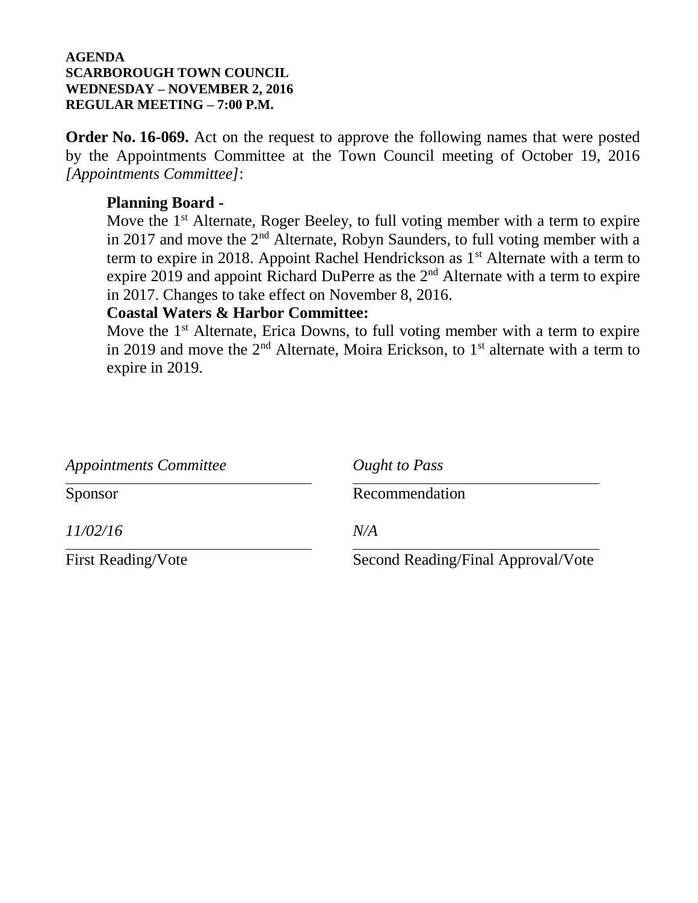**AGENDA**
**SCARBOROUGH TOWN COUNCIL**
**WEDNESDAY – NOVEMBER 2, 2016**
**REGULAR MEETING – 7:00 P.M.**

**Order No. 16-069.** Act on the request to approve the following names that were posted by the Appointments Committee at the Town Council meeting of October 19, 2016 *[Appointments Committee]*:

**Planning Board -**
Move the 1st Alternate, Roger Beeley, to full voting member with a term to expire in 2017 and move the 2nd Alternate, Robyn Saunders, to full voting member with a term to expire in 2018. Appoint Rachel Hendrickson as 1st Alternate with a term to expire 2019 and appoint Richard DuPerre as the 2nd Alternate with a term to expire in 2017. Changes to take effect on November 8, 2016.

**Coastal Waters & Harbor Committee:**
Move the 1st Alternate, Erica Downs, to full voting member with a term to expire in 2019 and move the 2nd Alternate, Moira Erickson, to 1st alternate with a term to expire in 2019.

| *Appointments Committee* | *Ought to Pass* |
|---|---|
| Sponsor | Recommendation |
| *11/02/16* | *N/A* |
| First Reading/Vote | Second Reading/Final Approval/Vote |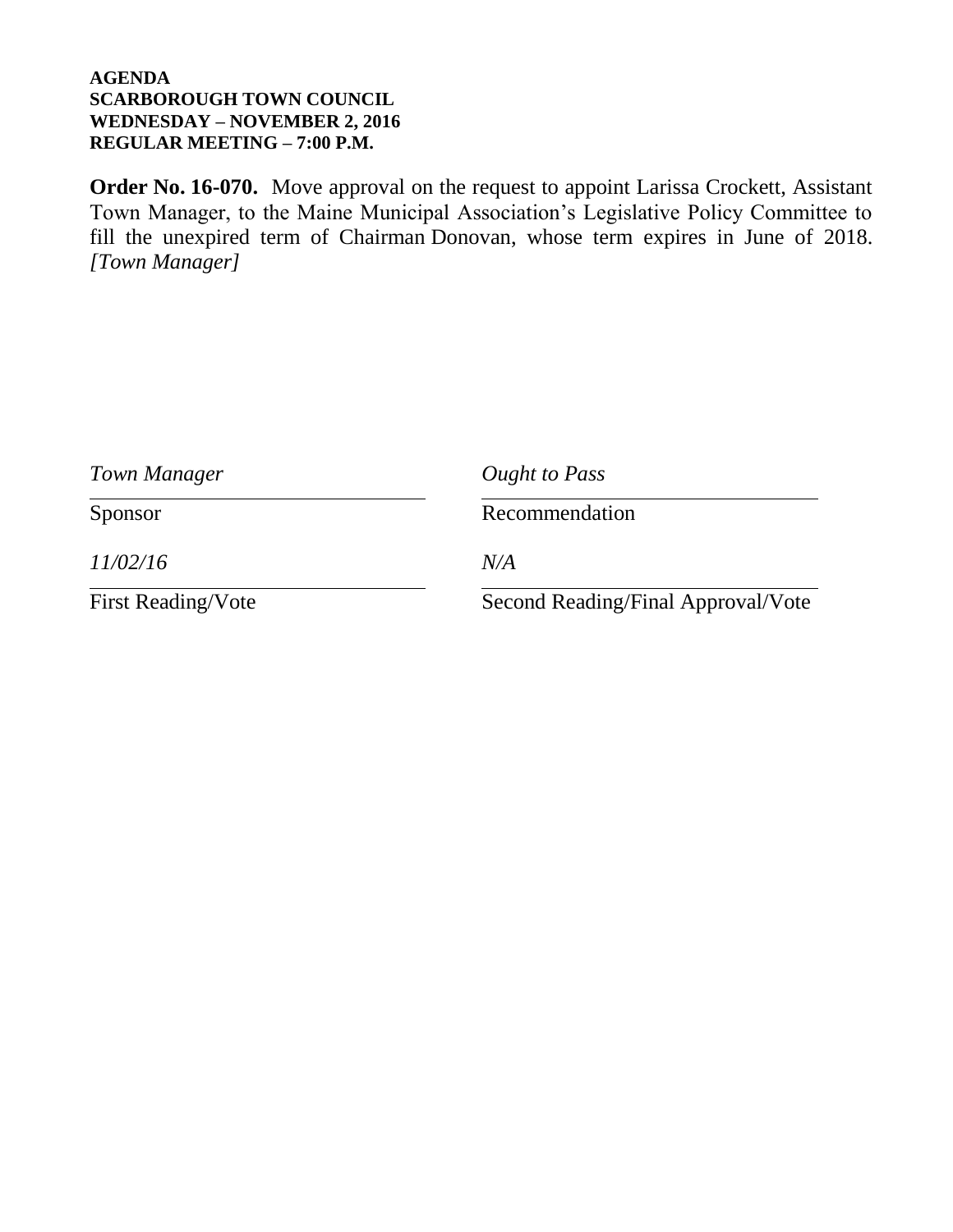**AGENDA**
**SCARBOROUGH TOWN COUNCIL**
**WEDNESDAY – NOVEMBER 2, 2016**
**REGULAR MEETING – 7:00 P.M.**

**Order No. 16-070.** Move approval on the request to appoint Larissa Crockett, Assistant Town Manager, to the Maine Municipal Association's Legislative Policy Committee to fill the unexpired term of Chairman Donovan, whose term expires in June of 2018. *[Town Manager]*

| *Town Manager* | *Ought to Pass* |
|---|---|
| Sponsor | Recommendation |
| *11/02/16* | *N/A* |
| First Reading/Vote | Second Reading/Final Approval/Vote |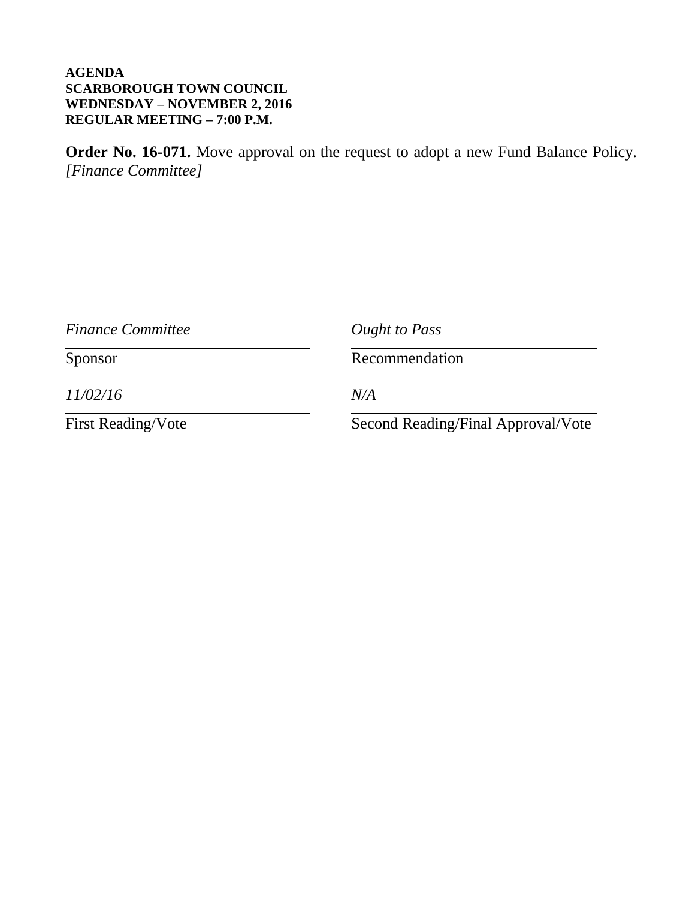**AGENDA**
**SCARBOROUGH TOWN COUNCIL**
**WEDNESDAY – NOVEMBER 2, 2016**
**REGULAR MEETING – 7:00 P.M.**

**Order No. 16-071.** Move approval on the request to adopt a new Fund Balance Policy. *[Finance Committee]*

| *Finance Committee* | *Ought to Pass* |
|---|---|
| Sponsor | Recommendation |
| *11/02/16* | *N/A* |
| First Reading/Vote | Second Reading/Final Approval/Vote |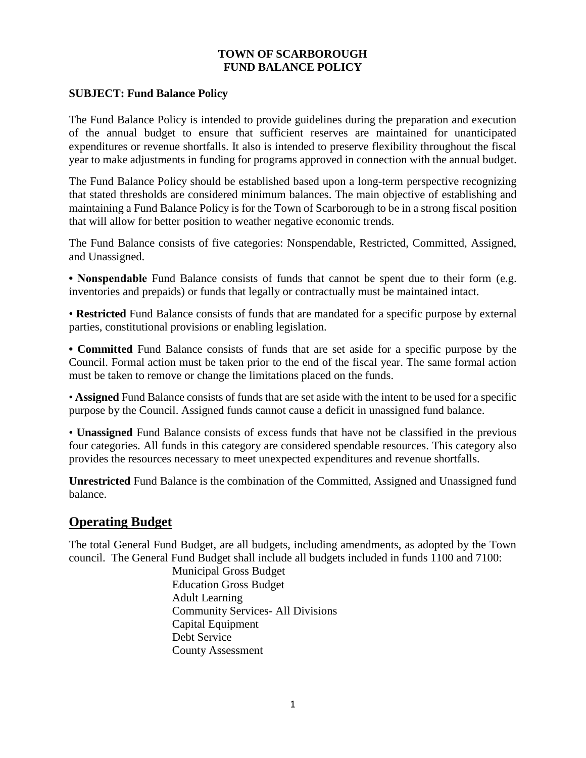**TOWN OF SCARBOROUGH**
**FUND BALANCE POLICY**

**SUBJECT: Fund Balance Policy**

The Fund Balance Policy is intended to provide guidelines during the preparation and execution of the annual budget to ensure that sufficient reserves are maintained for unanticipated expenditures or revenue shortfalls. It also is intended to preserve flexibility throughout the fiscal year to make adjustments in funding for programs approved in connection with the annual budget.

The Fund Balance Policy should be established based upon a long-term perspective recognizing that stated thresholds are considered minimum balances. The main objective of establishing and maintaining a Fund Balance Policy is for the Town of Scarborough to be in a strong fiscal position that will allow for better position to weather negative economic trends.

The Fund Balance consists of five categories: Nonspendable, Restricted, Committed, Assigned, and Unassigned.

• **Nonspendable** Fund Balance consists of funds that cannot be spent due to their form (e.g. inventories and prepaids) or funds that legally or contractually must be maintained intact.

• **Restricted** Fund Balance consists of funds that are mandated for a specific purpose by external parties, constitutional provisions or enabling legislation.

• **Committed** Fund Balance consists of funds that are set aside for a specific purpose by the Council. Formal action must be taken prior to the end of the fiscal year. The same formal action must be taken to remove or change the limitations placed on the funds.

• **Assigned** Fund Balance consists of funds that are set aside with the intent to be used for a specific purpose by the Council. Assigned funds cannot cause a deficit in unassigned fund balance.

• **Unassigned** Fund Balance consists of excess funds that have not be classified in the previous four categories. All funds in this category are considered spendable resources. This category also provides the resources necessary to meet unexpected expenditures and revenue shortfalls.

**Unrestricted** Fund Balance is the combination of the Committed, Assigned and Unassigned fund balance.

## Operating Budget

The total General Fund Budget, are all budgets, including amendments, as adopted by the Town council. The General Fund Budget shall include all budgets included in funds 1100 and 7100:

- Municipal Gross Budget
- Education Gross Budget
- Adult Learning
- Community Services- All Divisions
- Capital Equipment
- Debt Service
- County Assessment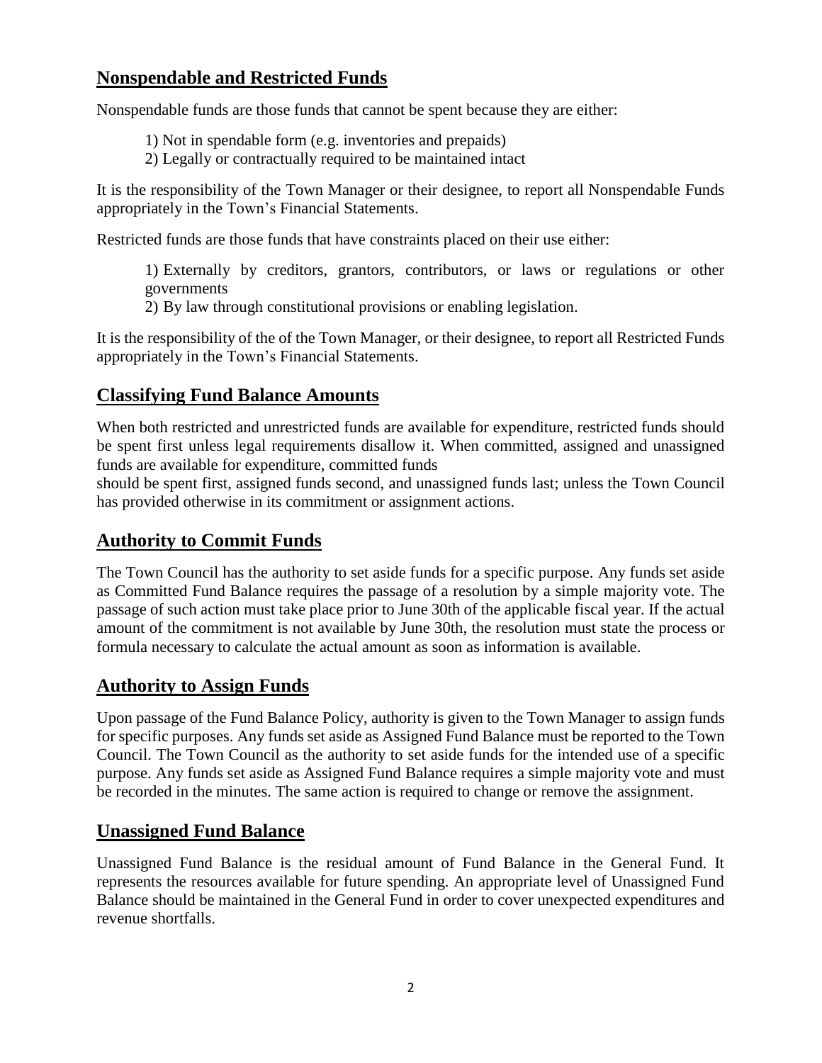## Nonspendable and Restricted Funds

Nonspendable funds are those funds that cannot be spent because they are either:

1) Not in spendable form (e.g. inventories and prepaids)
2) Legally or contractually required to be maintained intact

It is the responsibility of the Town Manager or their designee, to report all Nonspendable Funds appropriately in the Town's Financial Statements.

Restricted funds are those funds that have constraints placed on their use either:

1) Externally by creditors, grantors, contributors, or laws or regulations or other governments
2) By law through constitutional provisions or enabling legislation.

It is the responsibility of the of the Town Manager, or their designee, to report all Restricted Funds appropriately in the Town's Financial Statements.

## Classifying Fund Balance Amounts

When both restricted and unrestricted funds are available for expenditure, restricted funds should be spent first unless legal requirements disallow it. When committed, assigned and unassigned funds are available for expenditure, committed funds should be spent first, assigned funds second, and unassigned funds last; unless the Town Council has provided otherwise in its commitment or assignment actions.

## Authority to Commit Funds

The Town Council has the authority to set aside funds for a specific purpose. Any funds set aside as Committed Fund Balance requires the passage of a resolution by a simple majority vote. The passage of such action must take place prior to June 30th of the applicable fiscal year. If the actual amount of the commitment is not available by June 30th, the resolution must state the process or formula necessary to calculate the actual amount as soon as information is available.

## Authority to Assign Funds

Upon passage of the Fund Balance Policy, authority is given to the Town Manager to assign funds for specific purposes. Any funds set aside as Assigned Fund Balance must be reported to the Town Council. The Town Council as the authority to set aside funds for the intended use of a specific purpose. Any funds set aside as Assigned Fund Balance requires a simple majority vote and must be recorded in the minutes. The same action is required to change or remove the assignment.

## Unassigned Fund Balance

Unassigned Fund Balance is the residual amount of Fund Balance in the General Fund. It represents the resources available for future spending. An appropriate level of Unassigned Fund Balance should be maintained in the General Fund in order to cover unexpected expenditures and revenue shortfalls.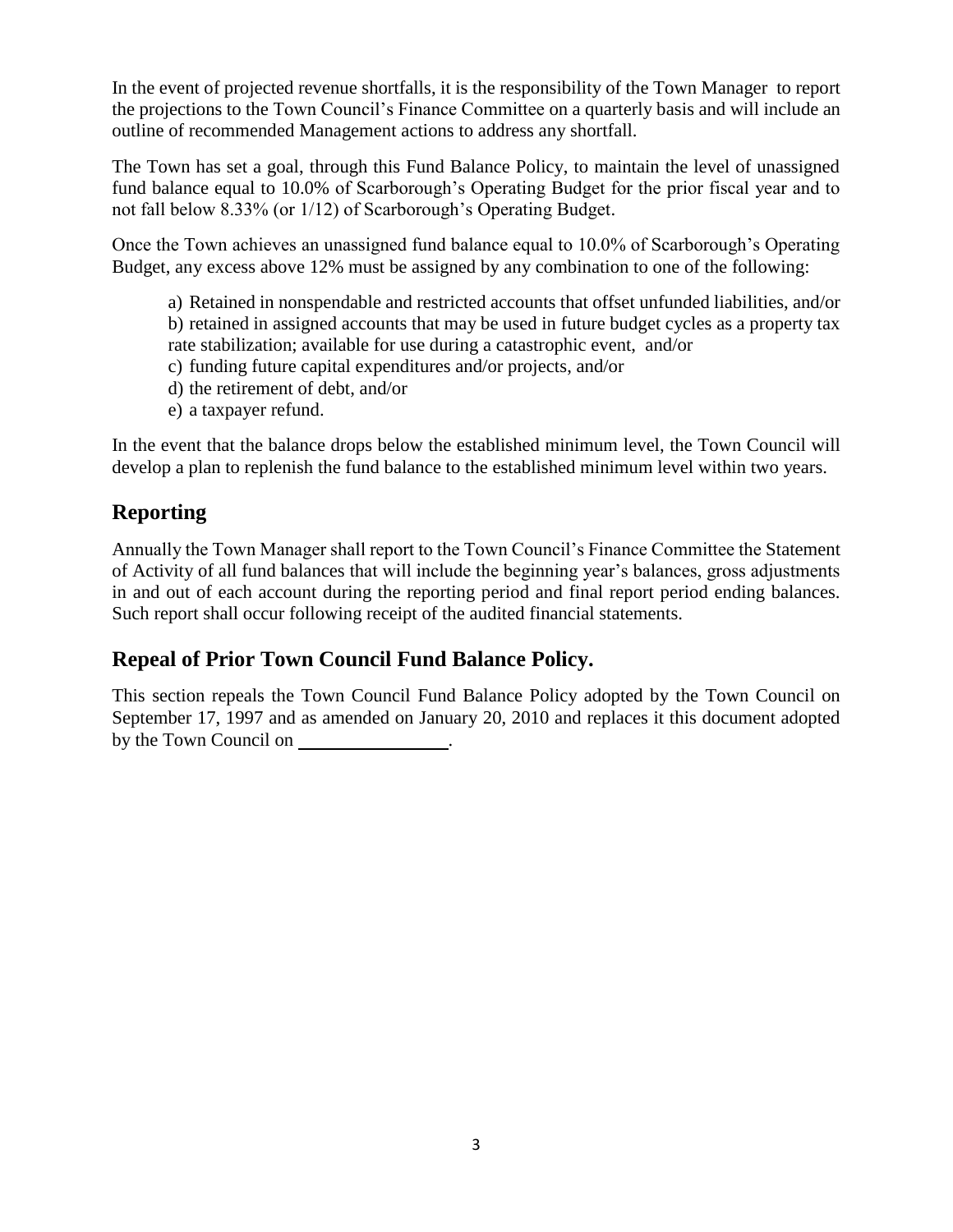In the event of projected revenue shortfalls, it is the responsibility of the Town Manager to report the projections to the Town Council's Finance Committee on a quarterly basis and will include an outline of recommended Management actions to address any shortfall.

The Town has set a goal, through this Fund Balance Policy, to maintain the level of unassigned fund balance equal to 10.0% of Scarborough's Operating Budget for the prior fiscal year and to not fall below 8.33% (or 1/12) of Scarborough's Operating Budget.

Once the Town achieves an unassigned fund balance equal to 10.0% of Scarborough's Operating Budget, any excess above 12% must be assigned by any combination to one of the following:

a) Retained in nonspendable and restricted accounts that offset unfunded liabilities, and/or
b) retained in assigned accounts that may be used in future budget cycles as a property tax rate stabilization; available for use during a catastrophic event, and/or
c) funding future capital expenditures and/or projects, and/or
d) the retirement of debt, and/or
e) a taxpayer refund.

In the event that the balance drops below the established minimum level, the Town Council will develop a plan to replenish the fund balance to the established minimum level within two years.

## Reporting

Annually the Town Manager shall report to the Town Council's Finance Committee the Statement of Activity of all fund balances that will include the beginning year's balances, gross adjustments in and out of each account during the reporting period and final report period ending balances. Such report shall occur following receipt of the audited financial statements.

## Repeal of Prior Town Council Fund Balance Policy.

This section repeals the Town Council Fund Balance Policy adopted by the Town Council on September 17, 1997 and as amended on January 20, 2010 and replaces it this document adopted by the Town Council on ________________.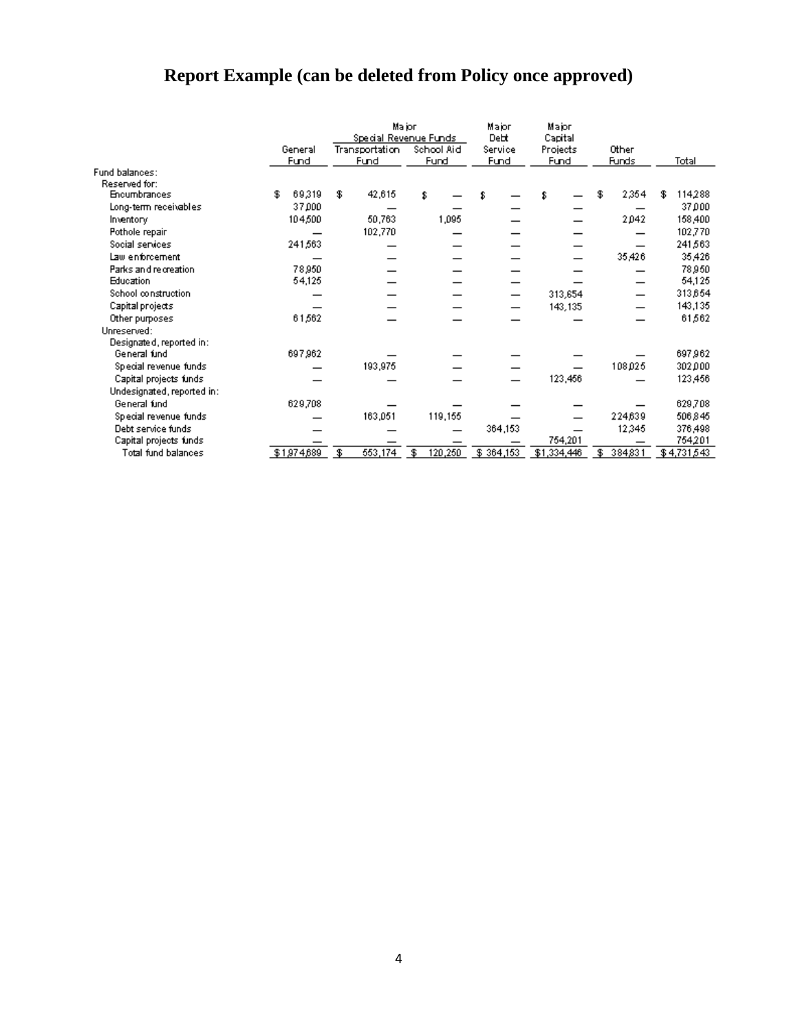# Report Example (can be deleted from Policy once approved)

| | General Fund | Major Special Revenue Funds | | Major Debt Service Fund | Major Capital Projects Fund | Other Funds | Total |
|---|---|---|---|---|---|---|---|
| | | Transportation Fund | School Aid Fund | | | | |
| Fund balances: | | | | | | | |
| Reserved for: | | | | | | | |
| Encumbrances | $ 69,319 | $ 42,615 | $ — | $ — | $ — | $ 2,354 | $ 114,288 |
| Long-term receivables | 37,000 | — | — | — | — | — | 37,000 |
| Inventory | 104,500 | 50,763 | 1,095 | — | — | 2,042 | 158,400 |
| Pothole repair | — | 102,770 | — | — | — | — | 102,770 |
| Social services | 241,563 | — | — | — | — | — | 241,563 |
| Law enforcement | — | — | — | — | — | 35,426 | 35,426 |
| Parks and recreation | 78,950 | — | — | — | — | — | 78,950 |
| Education | 54,125 | — | — | — | — | — | 54,125 |
| School construction | — | — | — | — | 313,654 | — | 313,654 |
| Capital projects | — | — | — | — | 143,135 | — | 143,135 |
| Other purposes | 61,562 | — | — | — | — | — | 61,562 |
| Unreserved: | | | | | | | |
| Designated, reported in: | | | | | | | |
| General fund | 697,962 | — | — | — | — | — | 697,962 |
| Special revenue funds | — | 193,975 | — | — | — | 108,025 | 302,000 |
| Capital projects funds | — | — | — | — | 123,456 | — | 123,456 |
| Undesignated, reported in: | | | | | | | |
| General fund | 629,708 | — | — | — | — | — | 629,708 |
| Special revenue funds | — | 163,051 | 119,155 | — | — | 224,639 | 506,845 |
| Debt service funds | — | — | — | 364,153 | — | 12,345 | 376,498 |
| Capital projects funds | — | — | — | — | 754,201 | — | 754,201 |
| Total fund balances | $1,974,689 | $ 553,174 | $ 120,250 | $ 364,153 | $1,334,446 | $ 384,831 | $4,731,543 |